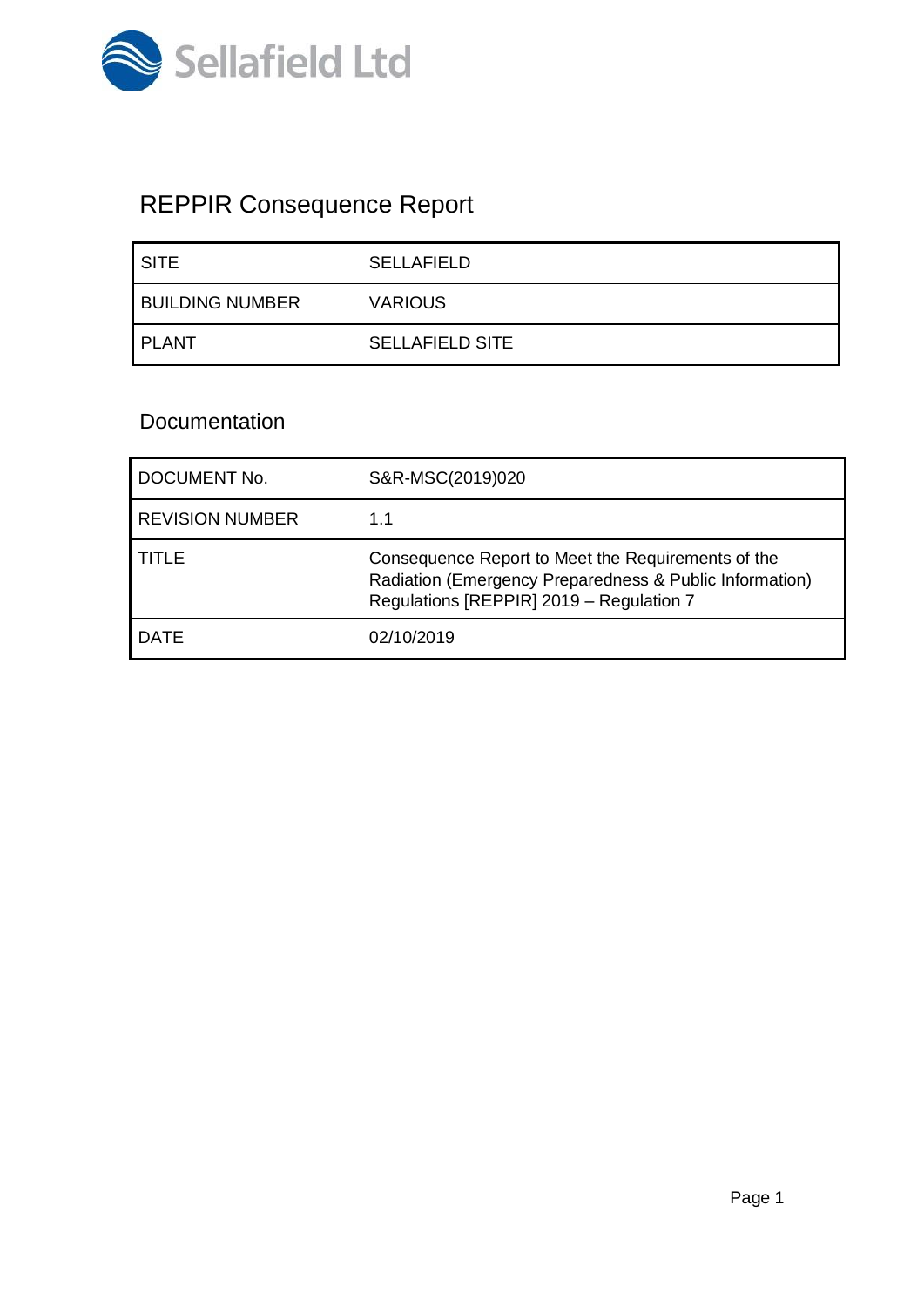Sellafield Ltd

# REPPIR Consequence Report

| SITE | SELLAFIELD |
|---|---|
| BUILDING NUMBER | VARIOUS |
| PLANT | SELLAFIELD SITE |

## Documentation

| DOCUMENT No. | S&R-MSC(2019)020 |
|---|---|
| REVISION NUMBER | 1.1 |
| TITLE | Consequence Report to Meet the Requirements of the Radiation (Emergency Preparedness & Public Information) Regulations [REPPIR] 2019 – Regulation 7 |
| DATE | 02/10/2019 |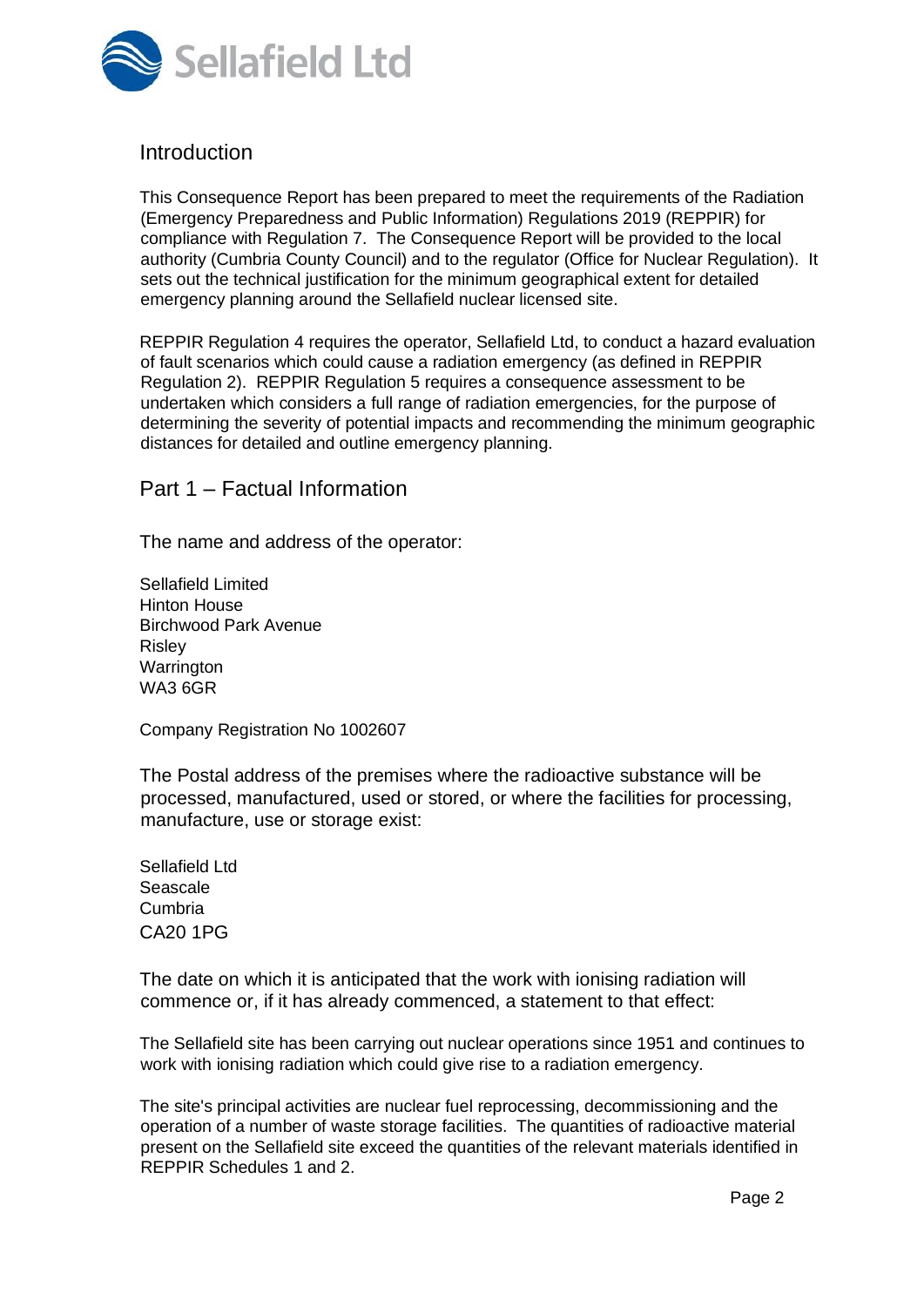## Introduction

This Consequence Report has been prepared to meet the requirements of the Radiation (Emergency Preparedness and Public Information) Regulations 2019 (REPPIR) for compliance with Regulation 7. The Consequence Report will be provided to the local authority (Cumbria County Council) and to the regulator (Office for Nuclear Regulation). It sets out the technical justification for the minimum geographical extent for detailed emergency planning around the Sellafield nuclear licensed site.

REPPIR Regulation 4 requires the operator, Sellafield Ltd, to conduct a hazard evaluation of fault scenarios which could cause a radiation emergency (as defined in REPPIR Regulation 2). REPPIR Regulation 5 requires a consequence assessment to be undertaken which considers a full range of radiation emergencies, for the purpose of determining the severity of potential impacts and recommending the minimum geographic distances for detailed and outline emergency planning.

## Part 1 – Factual Information

The name and address of the operator:

Sellafield Limited  
Hinton House  
Birchwood Park Avenue  
Risley  
Warrington  
WA3 6GR

Company Registration No 1002607

The Postal address of the premises where the radioactive substance will be processed, manufactured, used or stored, or where the facilities for processing, manufacture, use or storage exist:

Sellafield Ltd  
Seascale  
Cumbria  
CA20 1PG

The date on which it is anticipated that the work with ionising radiation will commence or, if it has already commenced, a statement to that effect:

The Sellafield site has been carrying out nuclear operations since 1951 and continues to work with ionising radiation which could give rise to a radiation emergency.

The site's principal activities are nuclear fuel reprocessing, decommissioning and the operation of a number of waste storage facilities. The quantities of radioactive material present on the Sellafield site exceed the quantities of the relevant materials identified in REPPIR Schedules 1 and 2.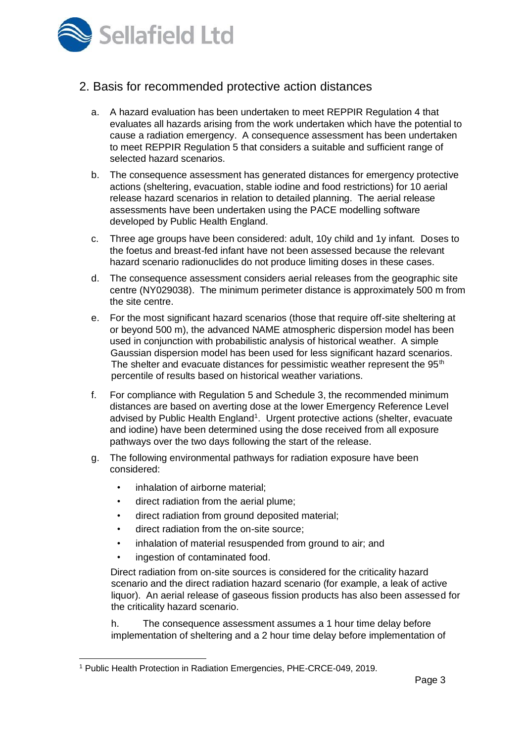## 2. Basis for recommended protective action distances

a. A hazard evaluation has been undertaken to meet REPPIR Regulation 4 that evaluates all hazards arising from the work undertaken which have the potential to cause a radiation emergency. A consequence assessment has been undertaken to meet REPPIR Regulation 5 that considers a suitable and sufficient range of selected hazard scenarios.

b. The consequence assessment has generated distances for emergency protective actions (sheltering, evacuation, stable iodine and food restrictions) for 10 aerial release hazard scenarios in relation to detailed planning. The aerial release assessments have been undertaken using the PACE modelling software developed by Public Health England.

c. Three age groups have been considered: adult, 10y child and 1y infant. Doses to the foetus and breast-fed infant have not been assessed because the relevant hazard scenario radionuclides do not produce limiting doses in these cases.

d. The consequence assessment considers aerial releases from the geographic site centre (NY029038). The minimum perimeter distance is approximately 500 m from the site centre.

e. For the most significant hazard scenarios (those that require off-site sheltering at or beyond 500 m), the advanced NAME atmospheric dispersion model has been used in conjunction with probabilistic analysis of historical weather. A simple Gaussian dispersion model has been used for less significant hazard scenarios. The shelter and evacuate distances for pessimistic weather represent the 95th percentile of results based on historical weather variations.

f. For compliance with Regulation 5 and Schedule 3, the recommended minimum distances are based on averting dose at the lower Emergency Reference Level advised by Public Health England[1]. Urgent protective actions (shelter, evacuate and iodine) have been determined using the dose received from all exposure pathways over the two days following the start of the release.

g. The following environmental pathways for radiation exposure have been considered:

- inhalation of airborne material;
- direct radiation from the aerial plume;
- direct radiation from ground deposited material;
- direct radiation from the on-site source;
- inhalation of material resuspended from ground to air; and
- ingestion of contaminated food.

Direct radiation from on-site sources is considered for the criticality hazard scenario and the direct radiation hazard scenario (for example, a leak of active liquor). An aerial release of gaseous fission products has also been assessed for the criticality hazard scenario.

h. The consequence assessment assumes a 1 hour time delay before implementation of sheltering and a 2 hour time delay before implementation of

[1] Public Health Protection in Radiation Emergencies, PHE-CRCE-049, 2019.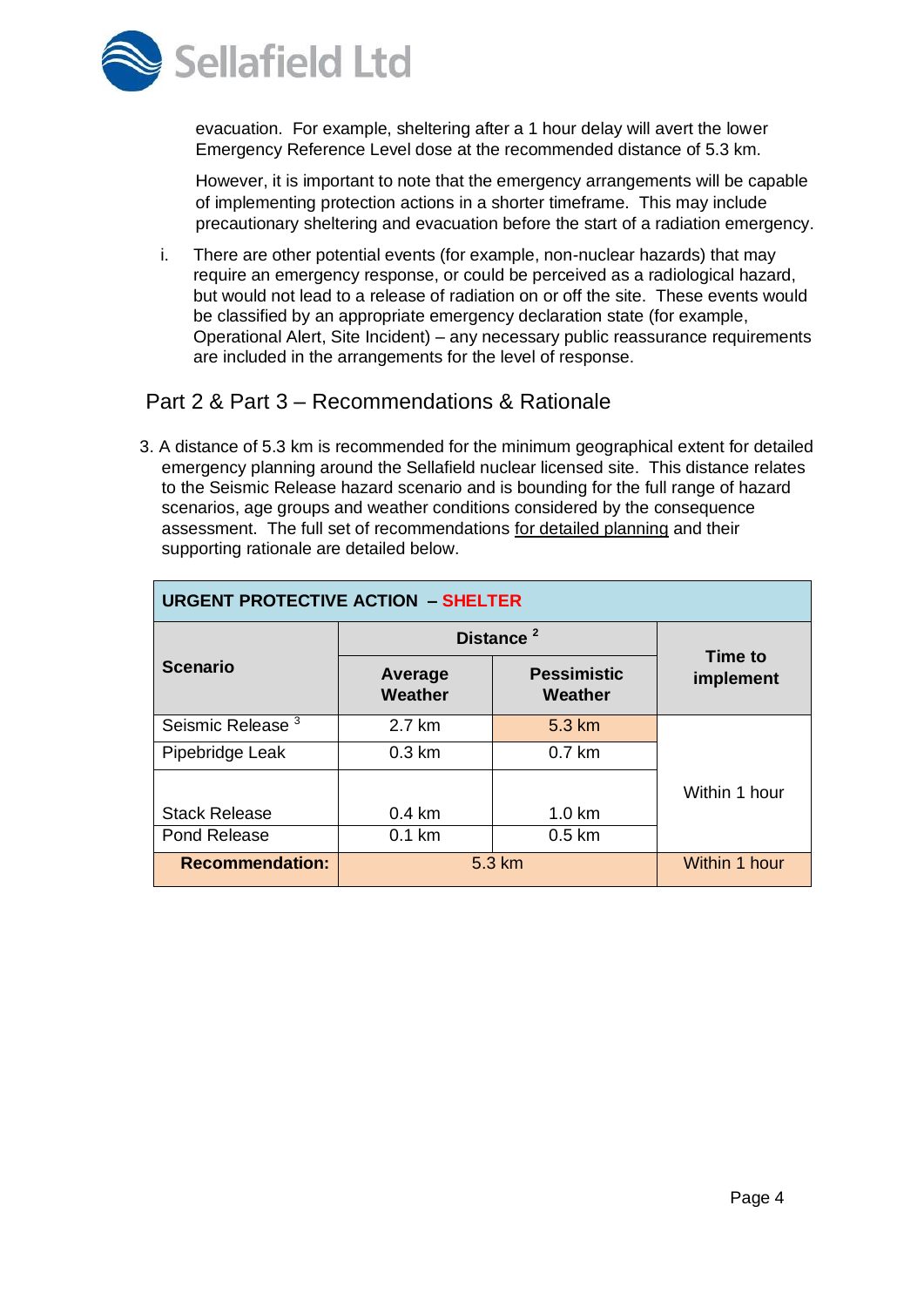evacuation. For example, sheltering after a 1 hour delay will avert the lower Emergency Reference Level dose at the recommended distance of 5.3 km.

However, it is important to note that the emergency arrangements will be capable of implementing protection actions in a shorter timeframe. This may include precautionary sheltering and evacuation before the start of a radiation emergency.

i. There are other potential events (for example, non-nuclear hazards) that may require an emergency response, or could be perceived as a radiological hazard, but would not lead to a release of radiation on or off the site. These events would be classified by an appropriate emergency declaration state (for example, Operational Alert, Site Incident) – any necessary public reassurance requirements are included in the arrangements for the level of response.

## Part 2 & Part 3 – Recommendations & Rationale

3. A distance of 5.3 km is recommended for the minimum geographical extent for detailed emergency planning around the Sellafield nuclear licensed site. This distance relates to the Seismic Release hazard scenario and is bounding for the full range of hazard scenarios, age groups and weather conditions considered by the consequence assessment. The full set of recommendations for detailed planning and their supporting rationale are detailed below.

| **URGENT PROTECTIVE ACTION – SHELTER** | | | |
|---|---|---|---|
| **Scenario** | **Distance [2]** | | **Time to implement** |
| | **Average Weather** | **Pessimistic Weather** | |
| Seismic Release [3] | 2.7 km | 5.3 km | Within 1 hour |
| Pipebridge Leak | 0.3 km | 0.7 km | |
| Stack Release | 0.4 km | 1.0 km | |
| Pond Release | 0.1 km | 0.5 km | |
| **Recommendation:** | 5.3 km | | Within 1 hour |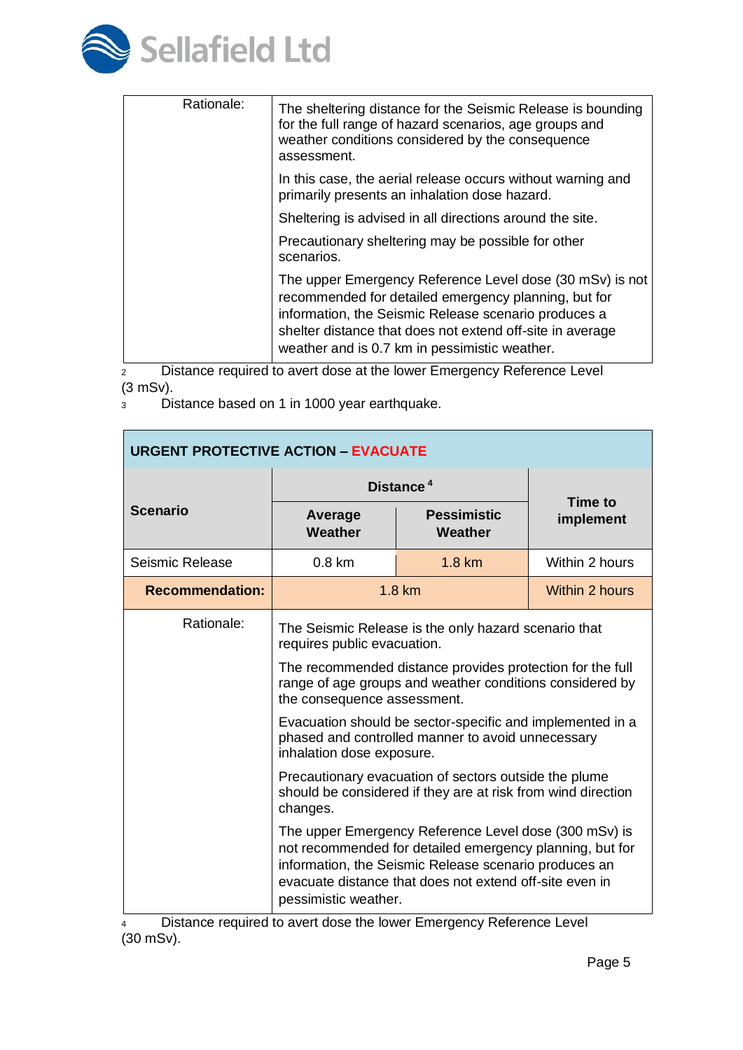| | |
|---|---|
| Rationale: | The sheltering distance for the Seismic Release is bounding for the full range of hazard scenarios, age groups and weather conditions considered by the consequence assessment.<br><br>In this case, the aerial release occurs without warning and primarily presents an inhalation dose hazard.<br><br>Sheltering is advised in all directions around the site.<br><br>Precautionary sheltering may be possible for other scenarios.<br><br>The upper Emergency Reference Level dose (30 mSv) is not recommended for detailed emergency planning, but for information, the Seismic Release scenario produces a shelter distance that does not extend off-site in average weather and is 0.7 km in pessimistic weather. |

[2] Distance required to avert dose at the lower Emergency Reference Level (3 mSv).

[3] Distance based on 1 in 1000 year earthquake.

**URGENT PROTECTIVE ACTION – EVACUATE**

| Scenario | Distance [4] | | Time to implement |
|---|---|---|---|
| | Average Weather | Pessimistic Weather | |
| Seismic Release | 0.8 km | 1.8 km | Within 2 hours |
| **Recommendation:** | 1.8 km | | Within 2 hours |
| Rationale: | The Seismic Release is the only hazard scenario that requires public evacuation.<br><br>The recommended distance provides protection for the full range of age groups and weather conditions considered by the consequence assessment.<br><br>Evacuation should be sector-specific and implemented in a phased and controlled manner to avoid unnecessary inhalation dose exposure.<br><br>Precautionary evacuation of sectors outside the plume should be considered if they are at risk from wind direction changes.<br><br>The upper Emergency Reference Level dose (300 mSv) is not recommended for detailed emergency planning, but for information, the Seismic Release scenario produces an evacuate distance that does not extend off-site even in pessimistic weather. | | |

[4] Distance required to avert dose the lower Emergency Reference Level (30 mSv).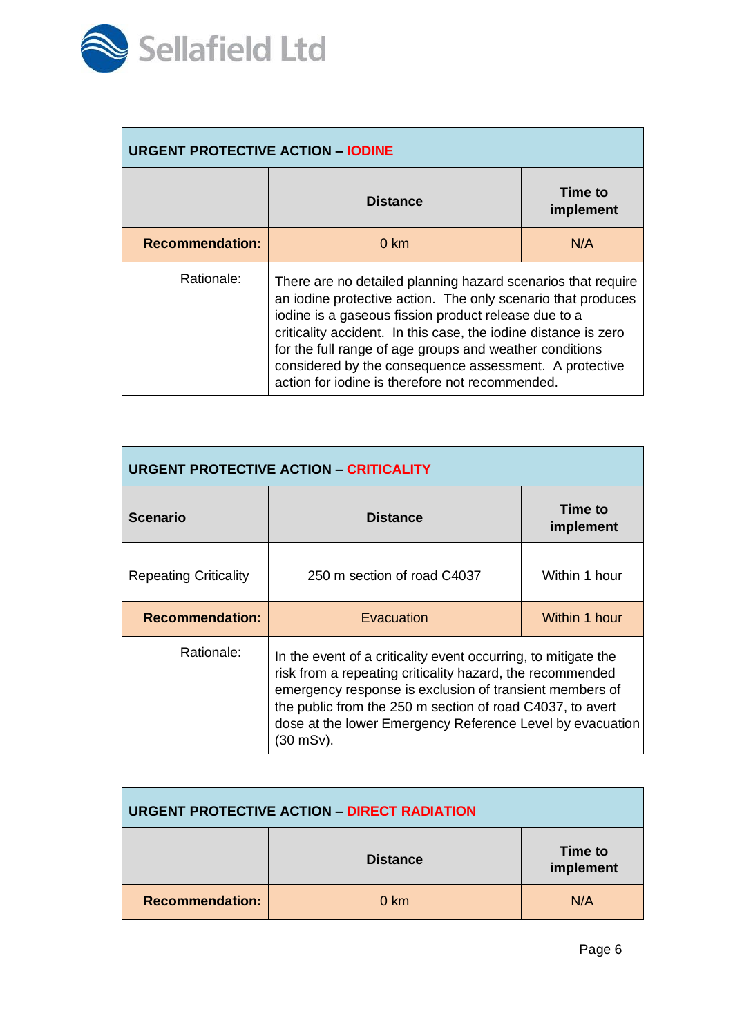| URGENT PROTECTIVE ACTION – IODINE | | |
|---|---|---|
| | **Distance** | **Time to implement** |
| **Recommendation:** | 0 km | N/A |
| Rationale: | There are no detailed planning hazard scenarios that require an iodine protective action. The only scenario that produces iodine is a gaseous fission product release due to a criticality accident. In this case, the iodine distance is zero for the full range of age groups and weather conditions considered by the consequence assessment. A protective action for iodine is therefore not recommended. | |

| URGENT PROTECTIVE ACTION – CRITICALITY | | |
|---|---|---|
| **Scenario** | **Distance** | **Time to implement** |
| Repeating Criticality | 250 m section of road C4037 | Within 1 hour |
| **Recommendation:** | Evacuation | Within 1 hour |
| Rationale: | In the event of a criticality event occurring, to mitigate the risk from a repeating criticality hazard, the recommended emergency response is exclusion of transient members of the public from the 250 m section of road C4037, to avert dose at the lower Emergency Reference Level by evacuation (30 mSv). | |

| URGENT PROTECTIVE ACTION – DIRECT RADIATION | | |
|---|---|---|
| | **Distance** | **Time to implement** |
| **Recommendation:** | 0 km | N/A |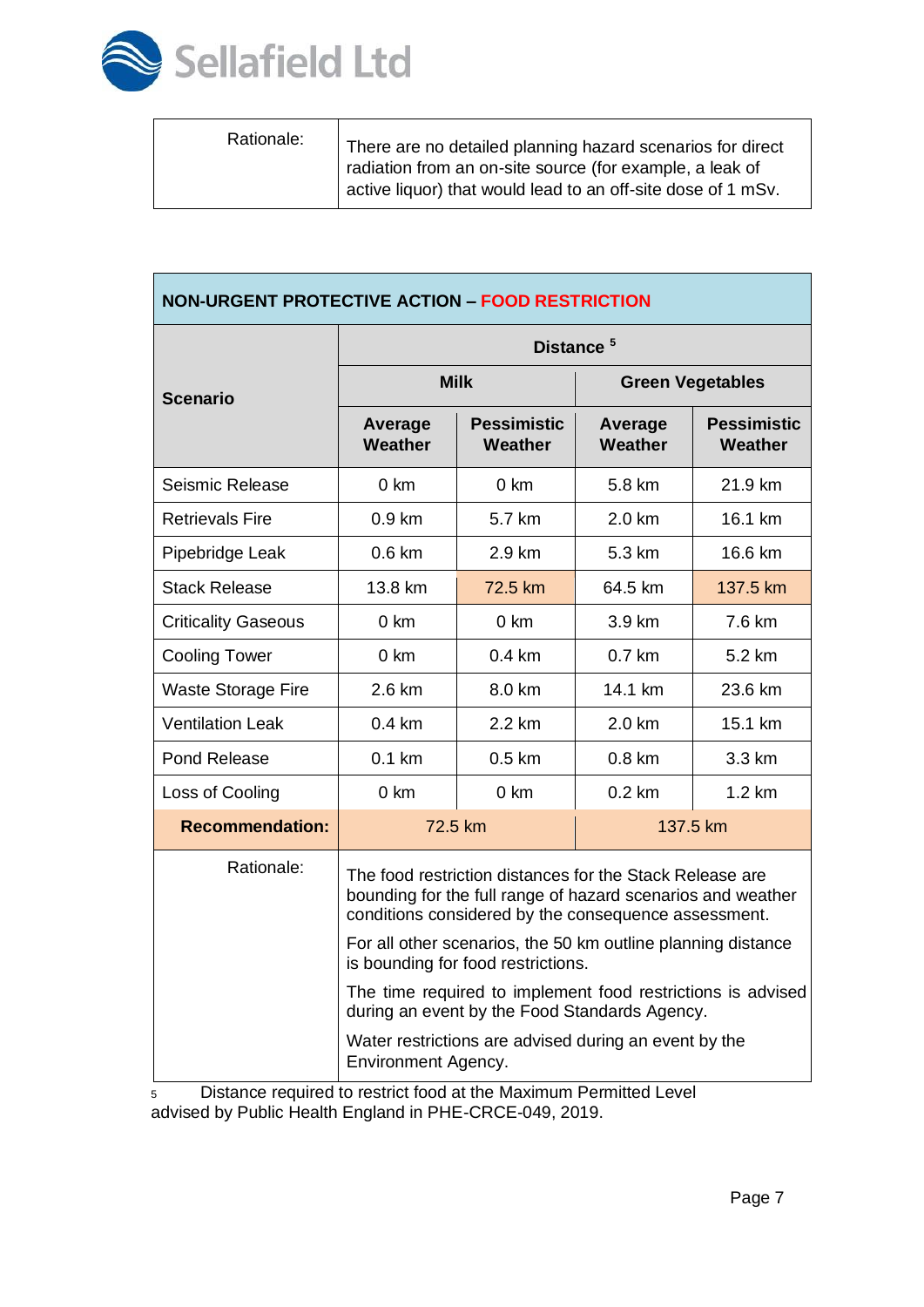| Rationale: | There are no detailed planning hazard scenarios for direct radiation from an on-site source (for example, a leak of active liquor) that would lead to an off-site dose of 1 mSv. |
|---|---|

| **NON-URGENT PROTECTIVE ACTION – FOOD RESTRICTION** | | | | |
|---|---|---|---|---|
| **Scenario** | **Distance** [5] | | | |
| | **Milk** | | **Green Vegetables** | |
| | **Average Weather** | **Pessimistic Weather** | **Average Weather** | **Pessimistic Weather** |
| Seismic Release | 0 km | 0 km | 5.8 km | 21.9 km |
| Retrievals Fire | 0.9 km | 5.7 km | 2.0 km | 16.1 km |
| Pipebridge Leak | 0.6 km | 2.9 km | 5.3 km | 16.6 km |
| Stack Release | 13.8 km | 72.5 km | 64.5 km | 137.5 km |
| Criticality Gaseous | 0 km | 0 km | 3.9 km | 7.6 km |
| Cooling Tower | 0 km | 0.4 km | 0.7 km | 5.2 km |
| Waste Storage Fire | 2.6 km | 8.0 km | 14.1 km | 23.6 km |
| Ventilation Leak | 0.4 km | 2.2 km | 2.0 km | 15.1 km |
| Pond Release | 0.1 km | 0.5 km | 0.8 km | 3.3 km |
| Loss of Cooling | 0 km | 0 km | 0.2 km | 1.2 km |
| **Recommendation:** | 72.5 km | | 137.5 km | |
| Rationale: | The food restriction distances for the Stack Release are bounding for the full range of hazard scenarios and weather conditions considered by the consequence assessment.<br><br>For all other scenarios, the 50 km outline planning distance is bounding for food restrictions.<br><br>The time required to implement food restrictions is advised during an event by the Food Standards Agency.<br><br>Water restrictions are advised during an event by the Environment Agency. | | | |

[5] Distance required to restrict food at the Maximum Permitted Level advised by Public Health England in PHE-CRCE-049, 2019.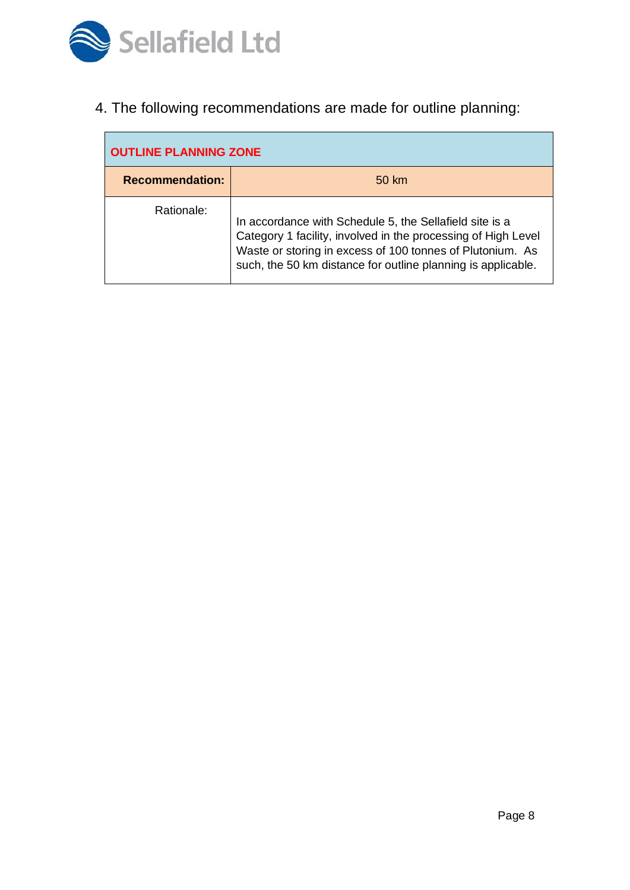4. The following recommendations are made for outline planning:

| OUTLINE PLANNING ZONE | |
|---|---|
| **Recommendation:** | 50 km |
| Rationale: | In accordance with Schedule 5, the Sellafield site is a Category 1 facility, involved in the processing of High Level Waste or storing in excess of 100 tonnes of Plutonium. As such, the 50 km distance for outline planning is applicable. |